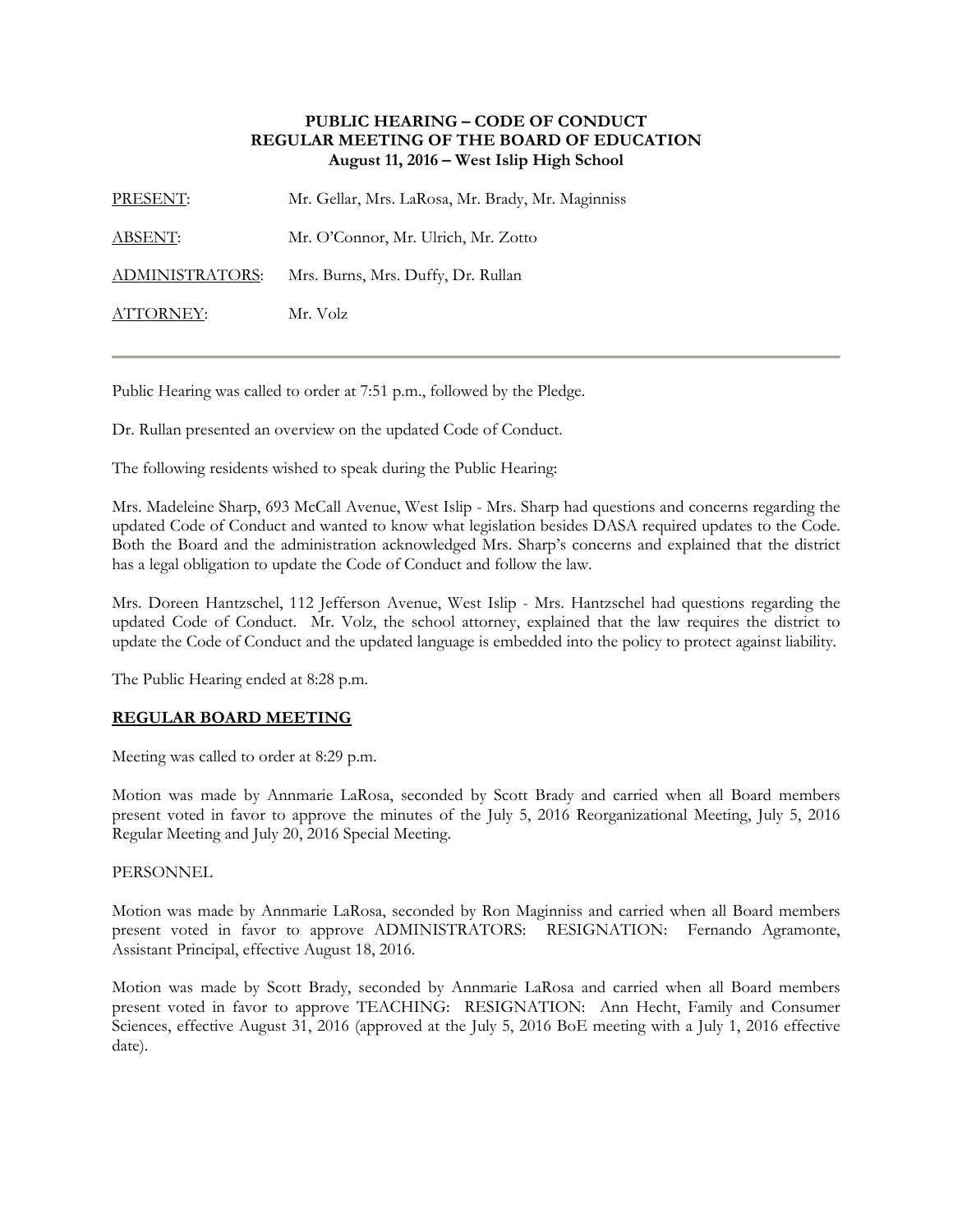**PUBLIC HEARING – CODE OF CONDUCT**
**REGULAR MEETING OF THE BOARD OF EDUCATION**
**August 11, 2016 – West Islip High School**

PRESENT: Mr. Gellar, Mrs. LaRosa, Mr. Brady, Mr. Maginniss

ABSENT: Mr. O'Connor, Mr. Ulrich, Mr. Zotto

ADMINISTRATORS: Mrs. Burns, Mrs. Duffy, Dr. Rullan

ATTORNEY: Mr. Volz

---

Public Hearing was called to order at 7:51 p.m., followed by the Pledge.

Dr. Rullan presented an overview on the updated Code of Conduct.

The following residents wished to speak during the Public Hearing:

Mrs. Madeleine Sharp, 693 McCall Avenue, West Islip - Mrs. Sharp had questions and concerns regarding the updated Code of Conduct and wanted to know what legislation besides DASA required updates to the Code. Both the Board and the administration acknowledged Mrs. Sharp's concerns and explained that the district has a legal obligation to update the Code of Conduct and follow the law.

Mrs. Doreen Hantzschel, 112 Jefferson Avenue, West Islip - Mrs. Hantzschel had questions regarding the updated Code of Conduct. Mr. Volz, the school attorney, explained that the law requires the district to update the Code of Conduct and the updated language is embedded into the policy to protect against liability.

The Public Hearing ended at 8:28 p.m.

## REGULAR BOARD MEETING

Meeting was called to order at 8:29 p.m.

Motion was made by Annmarie LaRosa, seconded by Scott Brady and carried when all Board members present voted in favor to approve the minutes of the July 5, 2016 Reorganizational Meeting, July 5, 2016 Regular Meeting and July 20, 2016 Special Meeting.

PERSONNEL

Motion was made by Annmarie LaRosa, seconded by Ron Maginniss and carried when all Board members present voted in favor to approve ADMINISTRATORS: RESIGNATION: Fernando Agramonte, Assistant Principal, effective August 18, 2016.

Motion was made by Scott Brady, seconded by Annmarie LaRosa and carried when all Board members present voted in favor to approve TEACHING: RESIGNATION: Ann Hecht, Family and Consumer Sciences, effective August 31, 2016 (approved at the July 5, 2016 BoE meeting with a July 1, 2016 effective date).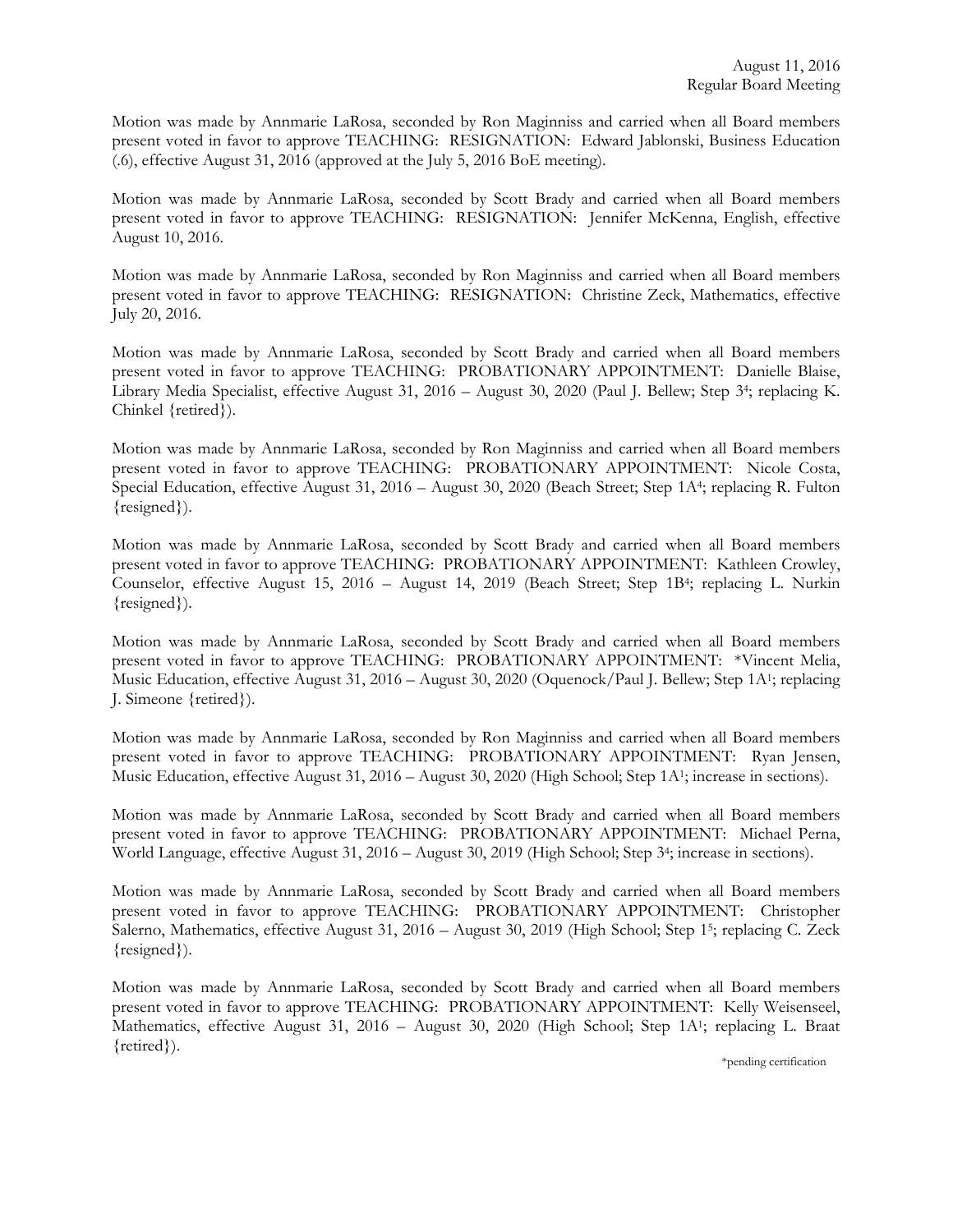Motion was made by Annmarie LaRosa, seconded by Ron Maginniss and carried when all Board members present voted in favor to approve TEACHING: RESIGNATION: Edward Jablonski, Business Education (.6), effective August 31, 2016 (approved at the July 5, 2016 BoE meeting).

Motion was made by Annmarie LaRosa, seconded by Scott Brady and carried when all Board members present voted in favor to approve TEACHING: RESIGNATION: Jennifer McKenna, English, effective August 10, 2016.

Motion was made by Annmarie LaRosa, seconded by Ron Maginniss and carried when all Board members present voted in favor to approve TEACHING: RESIGNATION: Christine Zeck, Mathematics, effective July 20, 2016.

Motion was made by Annmarie LaRosa, seconded by Scott Brady and carried when all Board members present voted in favor to approve TEACHING: PROBATIONARY APPOINTMENT: Danielle Blaise, Library Media Specialist, effective August 31, 2016 – August 30, 2020 (Paul J. Bellew; Step 3[4]; replacing K. Chinkel {retired}).

Motion was made by Annmarie LaRosa, seconded by Ron Maginniss and carried when all Board members present voted in favor to approve TEACHING: PROBATIONARY APPOINTMENT: Nicole Costa, Special Education, effective August 31, 2016 – August 30, 2020 (Beach Street; Step 1A[4]; replacing R. Fulton {resigned}).

Motion was made by Annmarie LaRosa, seconded by Scott Brady and carried when all Board members present voted in favor to approve TEACHING: PROBATIONARY APPOINTMENT: Kathleen Crowley, Counselor, effective August 15, 2016 – August 14, 2019 (Beach Street; Step 1B[4]; replacing L. Nurkin {resigned}).

Motion was made by Annmarie LaRosa, seconded by Scott Brady and carried when all Board members present voted in favor to approve TEACHING: PROBATIONARY APPOINTMENT: *Vincent Melia, Music Education, effective August 31, 2016 – August 30, 2020 (Oquenock/Paul J. Bellew; Step 1A[1]; replacing J. Simeone {retired}).

Motion was made by Annmarie LaRosa, seconded by Ron Maginniss and carried when all Board members present voted in favor to approve TEACHING: PROBATIONARY APPOINTMENT: Ryan Jensen, Music Education, effective August 31, 2016 – August 30, 2020 (High School; Step 1A[1]; increase in sections).

Motion was made by Annmarie LaRosa, seconded by Scott Brady and carried when all Board members present voted in favor to approve TEACHING: PROBATIONARY APPOINTMENT: Michael Perna, World Language, effective August 31, 2016 – August 30, 2019 (High School; Step 3[4]; increase in sections).

Motion was made by Annmarie LaRosa, seconded by Scott Brady and carried when all Board members present voted in favor to approve TEACHING: PROBATIONARY APPOINTMENT: Christopher Salerno, Mathematics, effective August 31, 2016 – August 30, 2019 (High School; Step 1[5]; replacing C. Zeck {resigned}).

Motion was made by Annmarie LaRosa, seconded by Scott Brady and carried when all Board members present voted in favor to approve TEACHING: PROBATIONARY APPOINTMENT: Kelly Weisenseel, Mathematics, effective August 31, 2016 – August 30, 2020 (High School; Step 1A[1]; replacing L. Braat {retired}).

*pending certification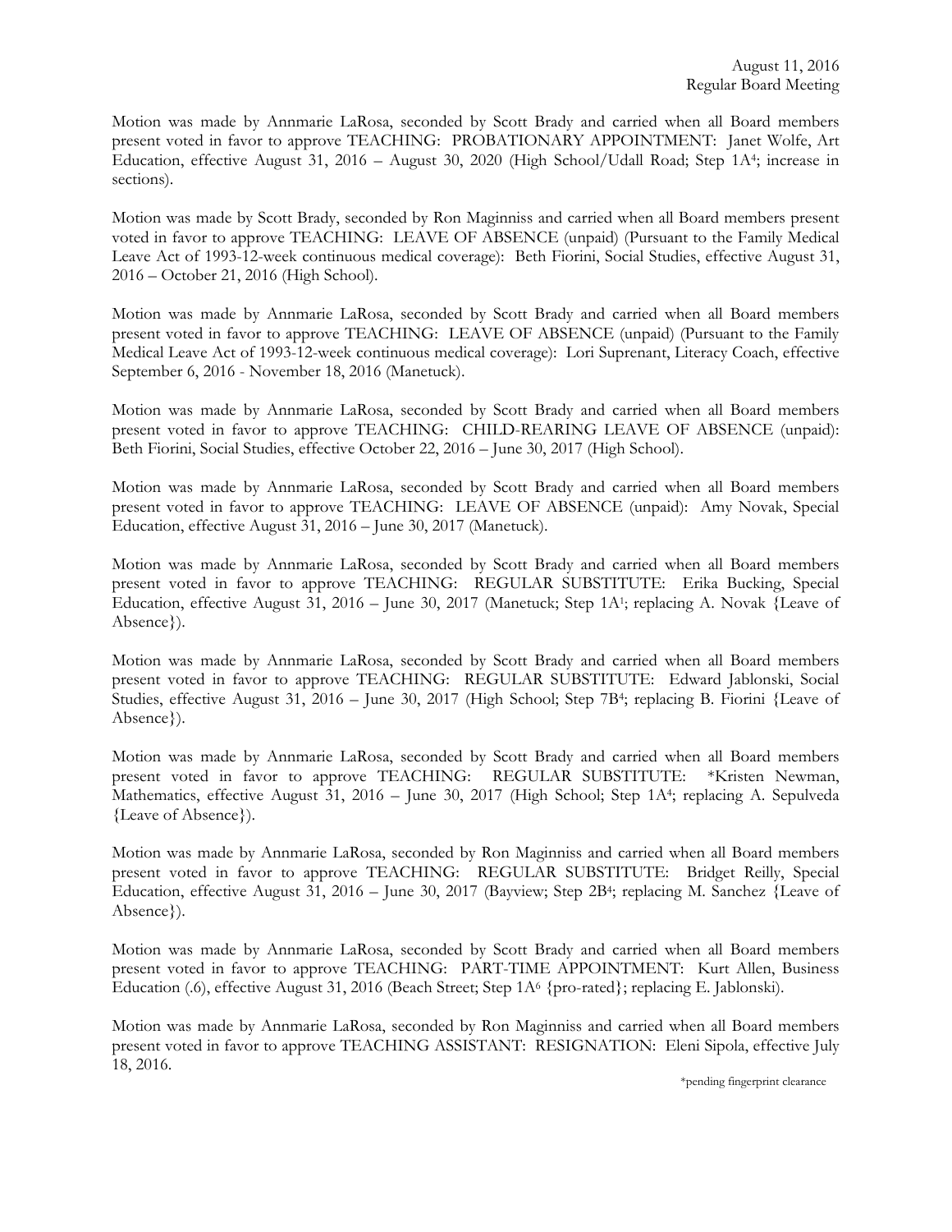Motion was made by Annmarie LaRosa, seconded by Scott Brady and carried when all Board members present voted in favor to approve TEACHING: PROBATIONARY APPOINTMENT: Janet Wolfe, Art Education, effective August 31, 2016 – August 30, 2020 (High School/Udall Road; Step 1A[4]; increase in sections).

Motion was made by Scott Brady, seconded by Ron Maginniss and carried when all Board members present voted in favor to approve TEACHING: LEAVE OF ABSENCE (unpaid) (Pursuant to the Family Medical Leave Act of 1993-12-week continuous medical coverage): Beth Fiorini, Social Studies, effective August 31, 2016 – October 21, 2016 (High School).

Motion was made by Annmarie LaRosa, seconded by Scott Brady and carried when all Board members present voted in favor to approve TEACHING: LEAVE OF ABSENCE (unpaid) (Pursuant to the Family Medical Leave Act of 1993-12-week continuous medical coverage): Lori Suprenant, Literacy Coach, effective September 6, 2016 - November 18, 2016 (Manetuck).

Motion was made by Annmarie LaRosa, seconded by Scott Brady and carried when all Board members present voted in favor to approve TEACHING: CHILD-REARING LEAVE OF ABSENCE (unpaid): Beth Fiorini, Social Studies, effective October 22, 2016 – June 30, 2017 (High School).

Motion was made by Annmarie LaRosa, seconded by Scott Brady and carried when all Board members present voted in favor to approve TEACHING: LEAVE OF ABSENCE (unpaid): Amy Novak, Special Education, effective August 31, 2016 – June 30, 2017 (Manetuck).

Motion was made by Annmarie LaRosa, seconded by Scott Brady and carried when all Board members present voted in favor to approve TEACHING: REGULAR SUBSTITUTE: Erika Bucking, Special Education, effective August 31, 2016 – June 30, 2017 (Manetuck; Step 1A[1]; replacing A. Novak {Leave of Absence}).

Motion was made by Annmarie LaRosa, seconded by Scott Brady and carried when all Board members present voted in favor to approve TEACHING: REGULAR SUBSTITUTE: Edward Jablonski, Social Studies, effective August 31, 2016 – June 30, 2017 (High School; Step 7B[4]; replacing B. Fiorini {Leave of Absence}).

Motion was made by Annmarie LaRosa, seconded by Scott Brady and carried when all Board members present voted in favor to approve TEACHING: REGULAR SUBSTITUTE: *Kristen Newman, Mathematics, effective August 31, 2016 – June 30, 2017 (High School; Step 1A[4]; replacing A. Sepulveda {Leave of Absence}).

Motion was made by Annmarie LaRosa, seconded by Ron Maginniss and carried when all Board members present voted in favor to approve TEACHING: REGULAR SUBSTITUTE: Bridget Reilly, Special Education, effective August 31, 2016 – June 30, 2017 (Bayview; Step 2B[4]; replacing M. Sanchez {Leave of Absence}).

Motion was made by Annmarie LaRosa, seconded by Scott Brady and carried when all Board members present voted in favor to approve TEACHING: PART-TIME APPOINTMENT: Kurt Allen, Business Education (.6), effective August 31, 2016 (Beach Street; Step 1A[6] {pro-rated}; replacing E. Jablonski).

Motion was made by Annmarie LaRosa, seconded by Ron Maginniss and carried when all Board members present voted in favor to approve TEACHING ASSISTANT: RESIGNATION: Eleni Sipola, effective July 18, 2016.

*pending fingerprint clearance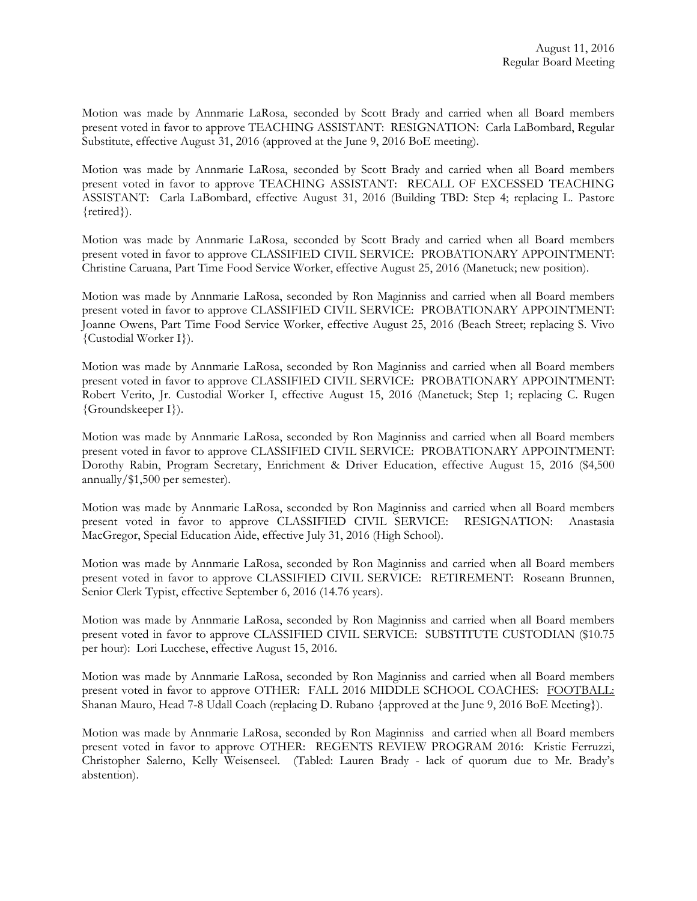Motion was made by Annmarie LaRosa, seconded by Scott Brady and carried when all Board members present voted in favor to approve TEACHING ASSISTANT: RESIGNATION: Carla LaBombard, Regular Substitute, effective August 31, 2016 (approved at the June 9, 2016 BoE meeting).

Motion was made by Annmarie LaRosa, seconded by Scott Brady and carried when all Board members present voted in favor to approve TEACHING ASSISTANT: RECALL OF EXCESSED TEACHING ASSISTANT: Carla LaBombard, effective August 31, 2016 (Building TBD: Step 4; replacing L. Pastore {retired}).

Motion was made by Annmarie LaRosa, seconded by Scott Brady and carried when all Board members present voted in favor to approve CLASSIFIED CIVIL SERVICE: PROBATIONARY APPOINTMENT: Christine Caruana, Part Time Food Service Worker, effective August 25, 2016 (Manetuck; new position).

Motion was made by Annmarie LaRosa, seconded by Ron Maginniss and carried when all Board members present voted in favor to approve CLASSIFIED CIVIL SERVICE: PROBATIONARY APPOINTMENT: Joanne Owens, Part Time Food Service Worker, effective August 25, 2016 (Beach Street; replacing S. Vivo {Custodial Worker I}).

Motion was made by Annmarie LaRosa, seconded by Ron Maginniss and carried when all Board members present voted in favor to approve CLASSIFIED CIVIL SERVICE: PROBATIONARY APPOINTMENT: Robert Verito, Jr. Custodial Worker I, effective August 15, 2016 (Manetuck; Step 1; replacing C. Rugen {Groundskeeper I}).

Motion was made by Annmarie LaRosa, seconded by Ron Maginniss and carried when all Board members present voted in favor to approve CLASSIFIED CIVIL SERVICE: PROBATIONARY APPOINTMENT: Dorothy Rabin, Program Secretary, Enrichment & Driver Education, effective August 15, 2016 ($4,500 annually/$1,500 per semester).

Motion was made by Annmarie LaRosa, seconded by Ron Maginniss and carried when all Board members present voted in favor to approve CLASSIFIED CIVIL SERVICE: RESIGNATION: Anastasia MacGregor, Special Education Aide, effective July 31, 2016 (High School).

Motion was made by Annmarie LaRosa, seconded by Ron Maginniss and carried when all Board members present voted in favor to approve CLASSIFIED CIVIL SERVICE: RETIREMENT: Roseann Brunnen, Senior Clerk Typist, effective September 6, 2016 (14.76 years).

Motion was made by Annmarie LaRosa, seconded by Ron Maginniss and carried when all Board members present voted in favor to approve CLASSIFIED CIVIL SERVICE: SUBSTITUTE CUSTODIAN ($10.75 per hour): Lori Lucchese, effective August 15, 2016.

Motion was made by Annmarie LaRosa, seconded by Ron Maginniss and carried when all Board members present voted in favor to approve OTHER: FALL 2016 MIDDLE SCHOOL COACHES: FOOTBALL: Shanan Mauro, Head 7-8 Udall Coach (replacing D. Rubano {approved at the June 9, 2016 BoE Meeting}).

Motion was made by Annmarie LaRosa, seconded by Ron Maginniss and carried when all Board members present voted in favor to approve OTHER: REGENTS REVIEW PROGRAM 2016: Kristie Ferruzzi, Christopher Salerno, Kelly Weisenseel. (Tabled: Lauren Brady - lack of quorum due to Mr. Brady's abstention).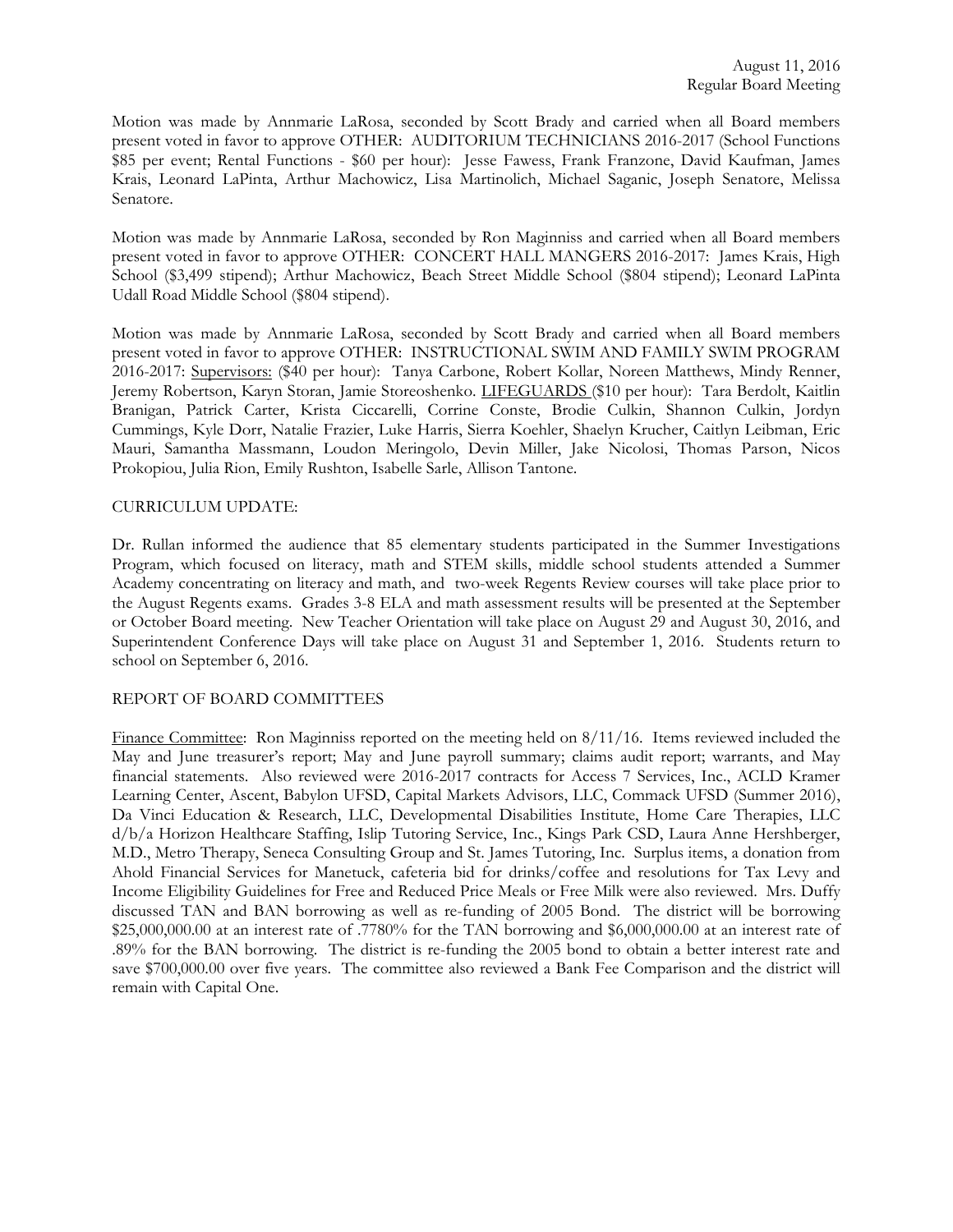Motion was made by Annmarie LaRosa, seconded by Scott Brady and carried when all Board members present voted in favor to approve OTHER: AUDITORIUM TECHNICIANS 2016-2017 (School Functions $85 per event; Rental Functions - $60 per hour): Jesse Fawess, Frank Franzone, David Kaufman, James Krais, Leonard LaPinta, Arthur Machowicz, Lisa Martinolich, Michael Saganic, Joseph Senatore, Melissa Senatore.

Motion was made by Annmarie LaRosa, seconded by Ron Maginniss and carried when all Board members present voted in favor to approve OTHER: CONCERT HALL MANGERS 2016-2017: James Krais, High School ($3,499 stipend); Arthur Machowicz, Beach Street Middle School ($804 stipend); Leonard LaPinta Udall Road Middle School ($804 stipend).

Motion was made by Annmarie LaRosa, seconded by Scott Brady and carried when all Board members present voted in favor to approve OTHER: INSTRUCTIONAL SWIM AND FAMILY SWIM PROGRAM 2016-2017: Supervisors: ($40 per hour): Tanya Carbone, Robert Kollar, Noreen Matthews, Mindy Renner, Jeremy Robertson, Karyn Storan, Jamie Storeoshenko. LIFEGUARDS ($10 per hour): Tara Berdolt, Kaitlin Branigan, Patrick Carter, Krista Ciccarelli, Corrine Conste, Brodie Culkin, Shannon Culkin, Jordyn Cummings, Kyle Dorr, Natalie Frazier, Luke Harris, Sierra Koehler, Shaelyn Krucher, Caitlyn Leibman, Eric Mauri, Samantha Massmann, Loudon Meringolo, Devin Miller, Jake Nicolosi, Thomas Parson, Nicos Prokopiou, Julia Rion, Emily Rushton, Isabelle Sarle, Allison Tantone.

CURRICULUM UPDATE:

Dr. Rullan informed the audience that 85 elementary students participated in the Summer Investigations Program, which focused on literacy, math and STEM skills, middle school students attended a Summer Academy concentrating on literacy and math, and two-week Regents Review courses will take place prior to the August Regents exams. Grades 3-8 ELA and math assessment results will be presented at the September or October Board meeting. New Teacher Orientation will take place on August 29 and August 30, 2016, and Superintendent Conference Days will take place on August 31 and September 1, 2016. Students return to school on September 6, 2016.

REPORT OF BOARD COMMITTEES

Finance Committee: Ron Maginniss reported on the meeting held on 8/11/16. Items reviewed included the May and June treasurer's report; May and June payroll summary; claims audit report; warrants, and May financial statements. Also reviewed were 2016-2017 contracts for Access 7 Services, Inc., ACLD Kramer Learning Center, Ascent, Babylon UFSD, Capital Markets Advisors, LLC, Commack UFSD (Summer 2016), Da Vinci Education & Research, LLC, Developmental Disabilities Institute, Home Care Therapies, LLC d/b/a Horizon Healthcare Staffing, Islip Tutoring Service, Inc., Kings Park CSD, Laura Anne Hershberger, M.D., Metro Therapy, Seneca Consulting Group and St. James Tutoring, Inc. Surplus items, a donation from Ahold Financial Services for Manetuck, cafeteria bid for drinks/coffee and resolutions for Tax Levy and Income Eligibility Guidelines for Free and Reduced Price Meals or Free Milk were also reviewed. Mrs. Duffy discussed TAN and BAN borrowing as well as re-funding of 2005 Bond. The district will be borrowing $25,000,000.00 at an interest rate of .7780% for the TAN borrowing and $6,000,000.00 at an interest rate of .89% for the BAN borrowing. The district is re-funding the 2005 bond to obtain a better interest rate and save $700,000.00 over five years. The committee also reviewed a Bank Fee Comparison and the district will remain with Capital One.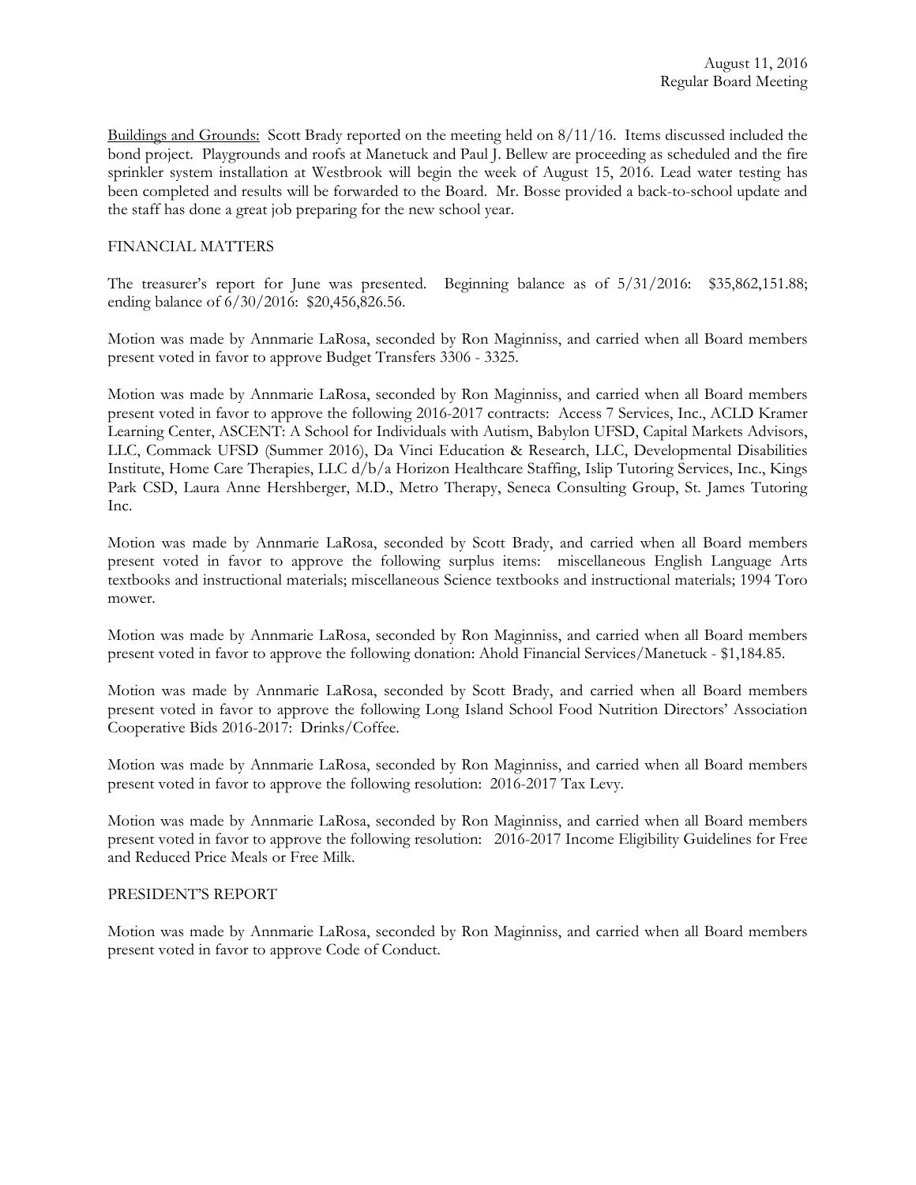Buildings and Grounds: Scott Brady reported on the meeting held on 8/11/16. Items discussed included the bond project. Playgrounds and roofs at Manetuck and Paul J. Bellew are proceeding as scheduled and the fire sprinkler system installation at Westbrook will begin the week of August 15, 2016. Lead water testing has been completed and results will be forwarded to the Board. Mr. Bosse provided a back-to-school update and the staff has done a great job preparing for the new school year.

## FINANCIAL MATTERS

The treasurer's report for June was presented. Beginning balance as of 5/31/2016: $35,862,151.88; ending balance of 6/30/2016: $20,456,826.56.

Motion was made by Annmarie LaRosa, seconded by Ron Maginniss, and carried when all Board members present voted in favor to approve Budget Transfers 3306 - 3325.

Motion was made by Annmarie LaRosa, seconded by Ron Maginniss, and carried when all Board members present voted in favor to approve the following 2016-2017 contracts: Access 7 Services, Inc., ACLD Kramer Learning Center, ASCENT: A School for Individuals with Autism, Babylon UFSD, Capital Markets Advisors, LLC, Commack UFSD (Summer 2016), Da Vinci Education & Research, LLC, Developmental Disabilities Institute, Home Care Therapies, LLC d/b/a Horizon Healthcare Staffing, Islip Tutoring Services, Inc., Kings Park CSD, Laura Anne Hershberger, M.D., Metro Therapy, Seneca Consulting Group, St. James Tutoring Inc.

Motion was made by Annmarie LaRosa, seconded by Scott Brady, and carried when all Board members present voted in favor to approve the following surplus items: miscellaneous English Language Arts textbooks and instructional materials; miscellaneous Science textbooks and instructional materials; 1994 Toro mower.

Motion was made by Annmarie LaRosa, seconded by Ron Maginniss, and carried when all Board members present voted in favor to approve the following donation: Ahold Financial Services/Manetuck - $1,184.85.

Motion was made by Annmarie LaRosa, seconded by Scott Brady, and carried when all Board members present voted in favor to approve the following Long Island School Food Nutrition Directors' Association Cooperative Bids 2016-2017: Drinks/Coffee.

Motion was made by Annmarie LaRosa, seconded by Ron Maginniss, and carried when all Board members present voted in favor to approve the following resolution: 2016-2017 Tax Levy.

Motion was made by Annmarie LaRosa, seconded by Ron Maginniss, and carried when all Board members present voted in favor to approve the following resolution: 2016-2017 Income Eligibility Guidelines for Free and Reduced Price Meals or Free Milk.

## PRESIDENT'S REPORT

Motion was made by Annmarie LaRosa, seconded by Ron Maginniss, and carried when all Board members present voted in favor to approve Code of Conduct.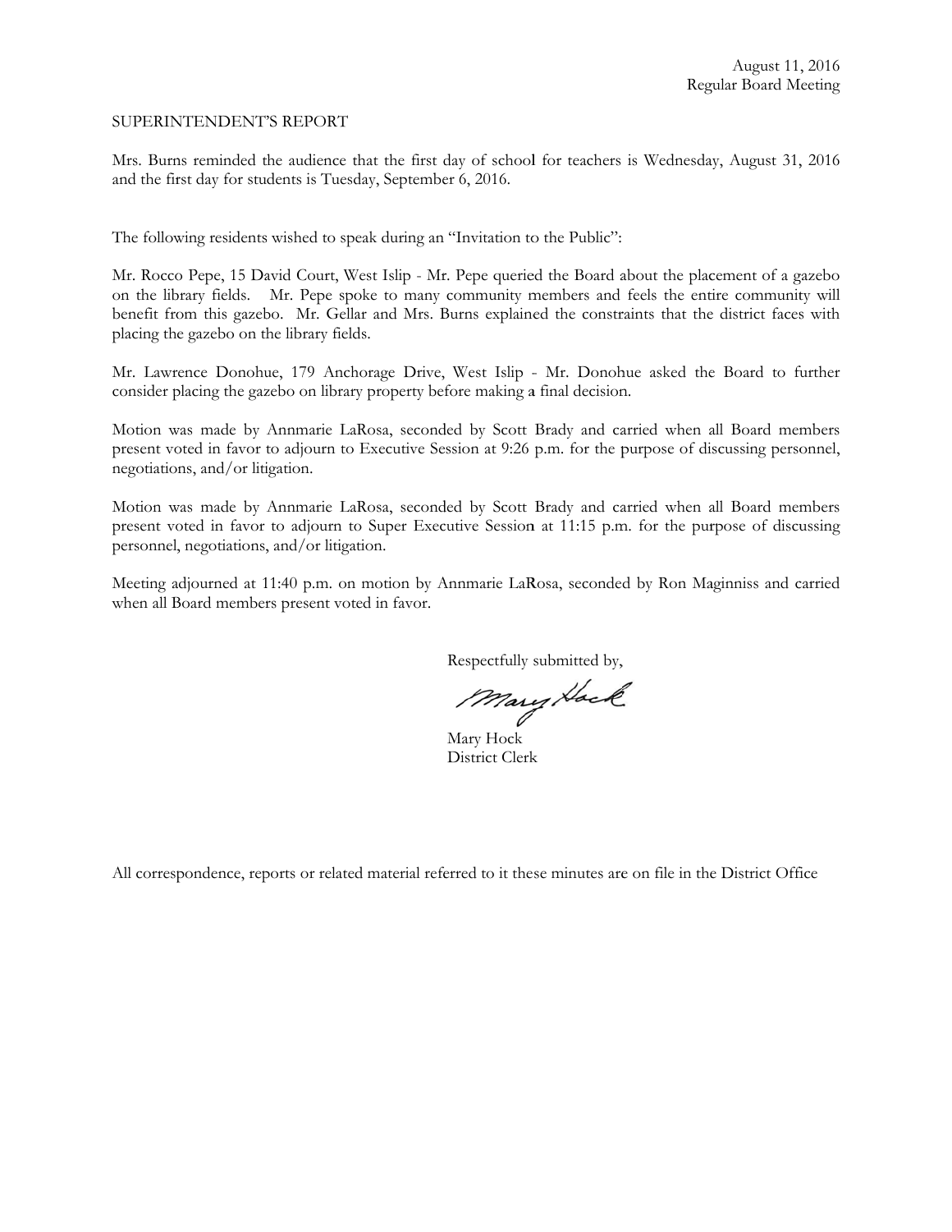August 11, 2016
Regular Board Meeting

SUPERINTENDENT'S REPORT

Mrs. Burns reminded the audience that the first day of school for teachers is Wednesday, August 31, 2016 and the first day for students is Tuesday, September 6, 2016.

The following residents wished to speak during an "Invitation to the Public":

Mr. Rocco Pepe, 15 David Court, West Islip - Mr. Pepe queried the Board about the placement of a gazebo on the library fields. Mr. Pepe spoke to many community members and feels the entire community will benefit from this gazebo. Mr. Gellar and Mrs. Burns explained the constraints that the district faces with placing the gazebo on the library fields.

Mr. Lawrence Donohue, 179 Anchorage Drive, West Islip - Mr. Donohue asked the Board to further consider placing the gazebo on library property before making a final decision.

Motion was made by Annmarie LaRosa, seconded by Scott Brady and carried when all Board members present voted in favor to adjourn to Executive Session at 9:26 p.m. for the purpose of discussing personnel, negotiations, and/or litigation.

Motion was made by Annmarie LaRosa, seconded by Scott Brady and carried when all Board members present voted in favor to adjourn to Super Executive Session at 11:15 p.m. for the purpose of discussing personnel, negotiations, and/or litigation.

Meeting adjourned at 11:40 p.m. on motion by Annmarie LaRosa, seconded by Ron Maginniss and carried when all Board members present voted in favor.

Respectfully submitted by,

Mary Hock

Mary Hock
District Clerk

All correspondence, reports or related material referred to it these minutes are on file in the District Office